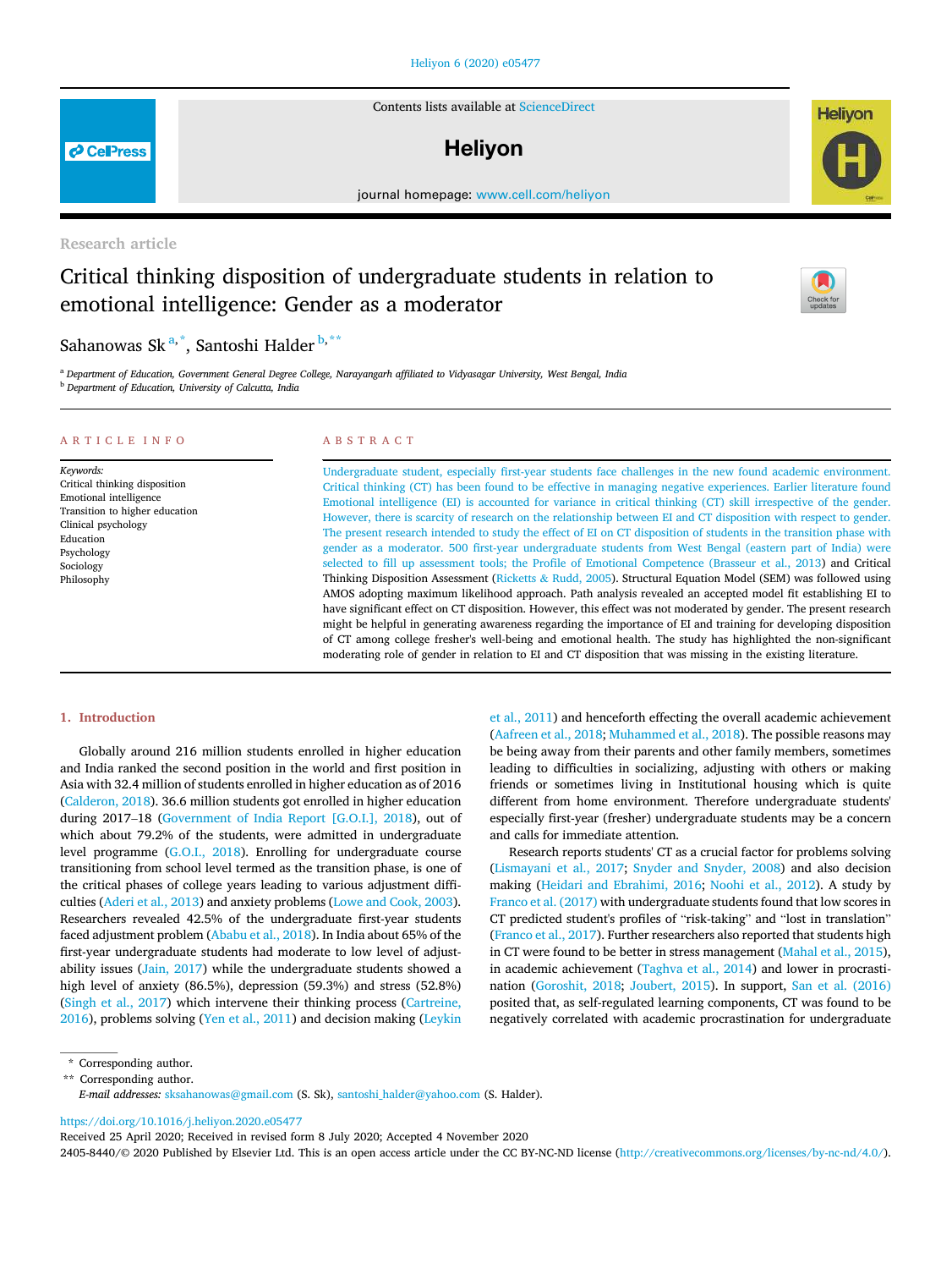Research article

# Critical thinking disposition of undergraduate students in relation to emotional intelligence: Gender as a moderator

Sahanowas Sk [a,*], Santoshi Halder [b,**]

[a] Department of Education, Government General Degree College, Narayangarh affiliated to Vidyasagar University, West Bengal, India
[b] Department of Education, University of Calcutta, India

## ARTICLE INFO

*Keywords:*
Critical thinking disposition
Emotional intelligence
Transition to higher education
Clinical psychology
Education
Psychology
Sociology
Philosophy

## ABSTRACT

Undergraduate student, especially first-year students face challenges in the new found academic environment. Critical thinking (CT) has been found to be effective in managing negative experiences. Earlier literature found Emotional intelligence (EI) is accounted for variance in critical thinking (CT) skill irrespective of the gender. However, there is scarcity of research on the relationship between EI and CT disposition with respect to gender. The present research intended to study the effect of EI on CT disposition of students in the transition phase with gender as a moderator. 500 first-year undergraduate students from West Bengal (eastern part of India) were selected to fill up assessment tools; the Profile of Emotional Competence (Brasseur et al., 2013) and Critical Thinking Disposition Assessment (Ricketts & Rudd, 2005). Structural Equation Model (SEM) was followed using AMOS adopting maximum likelihood approach. Path analysis revealed an accepted model fit establishing EI to have significant effect on CT disposition. However, this effect was not moderated by gender. The present research might be helpful in generating awareness regarding the importance of EI and training for developing disposition of CT among college fresher's well-being and emotional health. The study has highlighted the non-significant moderating role of gender in relation to EI and CT disposition that was missing in the existing literature.

## 1. Introduction

Globally around 216 million students enrolled in higher education and India ranked the second position in the world and first position in Asia with 32.4 million of students enrolled in higher education as of 2016 (Calderon, 2018). 36.6 million students got enrolled in higher education during 2017–18 (Government of India Report [G.O.I.], 2018), out of which about 79.2% of the students, were admitted in undergraduate level programme (G.O.I., 2018). Enrolling for undergraduate course transitioning from school level termed as the transition phase, is one of the critical phases of college years leading to various adjustment difficulties (Aderi et al., 2013) and anxiety problems (Lowe and Cook, 2003). Researchers revealed 42.5% of the undergraduate first-year students faced adjustment problem (Ababu et al., 2018). In India about 65% of the first-year undergraduate students had moderate to low level of adjustability issues (Jain, 2017) while the undergraduate students showed a high level of anxiety (86.5%), depression (59.3%) and stress (52.8%) (Singh et al., 2017) which intervene their thinking process (Cartreine, 2016), problems solving (Yen et al., 2011) and decision making (Leykin et al., 2011) and henceforth effecting the overall academic achievement (Aafreen et al., 2018; Muhammed et al., 2018). The possible reasons may be being away from their parents and other family members, sometimes leading to difficulties in socializing, adjusting with others or making friends or sometimes living in Institutional housing which is quite different from home environment. Therefore undergraduate students' especially first-year (fresher) undergraduate students may be a concern and calls for immediate attention.

Research reports students' CT as a crucial factor for problems solving (Lismayani et al., 2017; Snyder and Snyder, 2008) and also decision making (Heidari and Ebrahimi, 2016; Noohi et al., 2012). A study by Franco et al. (2017) with undergraduate students found that low scores in CT predicted student's profiles of "risk-taking" and "lost in translation" (Franco et al., 2017). Further researchers also reported that students high in CT were found to be better in stress management (Mahal et al., 2015), in academic achievement (Taghva et al., 2014) and lower in procrastination (Goroshit, 2018; Joubert, 2015). In support, San et al. (2016) posited that, as self-regulated learning components, CT was found to be negatively correlated with academic procrastination for undergraduate

---

\* Corresponding author.
\*\* Corresponding author.
*E-mail addresses:* sksahanowas@gmail.com (S. Sk), santoshi_halder@yahoo.com (S. Halder).

https://doi.org/10.1016/j.heliyon.2020.e05477
Received 25 April 2020; Received in revised form 8 July 2020; Accepted 4 November 2020
2405-8440/© 2020 Published by Elsevier Ltd. This is an open access article under the CC BY-NC-ND license (http://creativecommons.org/licenses/by-nc-nd/4.0/).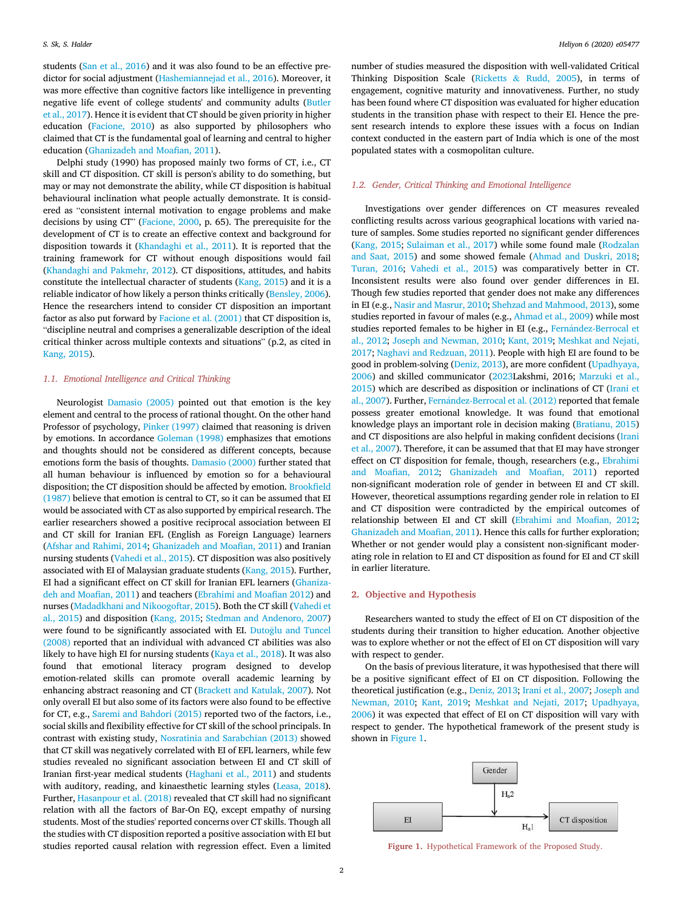students (San et al., 2016) and it was also found to be an effective predictor for social adjustment (Hashemiannejad et al., 2016). Moreover, it was more effective than cognitive factors like intelligence in preventing negative life event of college students' and community adults (Butler et al., 2017). Hence it is evident that CT should be given priority in higher education (Facione, 2010) as also supported by philosophers who claimed that CT is the fundamental goal of learning and central to higher education (Ghanizadeh and Moafian, 2011).

Delphi study (1990) has proposed mainly two forms of CT, i.e., CT skill and CT disposition. CT skill is person's ability to do something, but may or may not demonstrate the ability, while CT disposition is habitual behavioural inclination what people actually demonstrate. It is considered as "consistent internal motivation to engage problems and make decisions by using CT" (Facione, 2000, p. 65). The prerequisite for the development of CT is to create an effective context and background for disposition towards it (Khandaghi et al., 2011). It is reported that the training framework for CT without enough dispositions would fail (Khandaghi and Pakmehr, 2012). CT dispositions, attitudes, and habits constitute the intellectual character of students (Kang, 2015) and it is a reliable indicator of how likely a person thinks critically (Bensley, 2006). Hence the researchers intend to consider CT disposition an important factor as also put forward by Facione et al. (2001) that CT disposition is, "discipline neutral and comprises a generalizable description of the ideal critical thinker across multiple contexts and situations" (p.2, as cited in Kang, 2015).

### *1.1. Emotional Intelligence and Critical Thinking*

Neurologist Damasio (2005) pointed out that emotion is the key element and central to the process of rational thought. On the other hand Professor of psychology, Pinker (1997) claimed that reasoning is driven by emotions. In accordance Goleman (1998) emphasizes that emotions and thoughts should not be considered as different concepts, because emotions form the basis of thoughts. Damasio (2000) further stated that all human behaviour is influenced by emotion so for a behavioural disposition; the CT disposition should be affected by emotion. Brookfield (1987) believe that emotion is central to CT, so it can be assumed that EI would be associated with CT as also supported by empirical research. The earlier researchers showed a positive reciprocal association between EI and CT skill for Iranian EFL (English as Foreign Language) learners (Afshar and Rahimi, 2014; Ghanizadeh and Moafian, 2011) and Iranian nursing students (Vahedi et al., 2015). CT disposition was also positively associated with EI of Malaysian graduate students (Kang, 2015). Further, EI had a significant effect on CT skill for Iranian EFL learners (Ghanizadeh and Moafian, 2011) and teachers (Ebrahimi and Moafian 2012) and nurses (Madadkhani and Nikoogoftar, 2015). Both the CT skill (Vahedi et al., 2015) and disposition (Kang, 2015; Stedman and Andenoro, 2007) were found to be significantly associated with EI. Dutoğlu and Tuncel (2008) reported that an individual with advanced CT abilities was also likely to have high EI for nursing students (Kaya et al., 2018). It was also found that emotional literacy program designed to develop emotion-related skills can promote overall academic learning by enhancing abstract reasoning and CT (Brackett and Katulak, 2007). Not only overall EI but also some of its factors were also found to be effective for CT, e.g., Saremi and Bahdori (2015) reported two of the factors, i.e., social skills and flexibility effective for CT skill of the school principals. In contrast with existing study, Nosratinia and Sarabchian (2013) showed that CT skill was negatively correlated with EI of EFL learners, while few studies revealed no significant association between EI and CT skill of Iranian first-year medical students (Haghani et al., 2011) and students with auditory, reading, and kinaesthetic learning styles (Leasa, 2018). Further, Hasanpour et al. (2018) revealed that CT skill had no significant relation with all the factors of Bar-On EQ, except empathy of nursing students. Most of the studies' reported concerns over CT skills. Though all the studies with CT disposition reported a positive association with EI but studies reported causal relation with regression effect. Even a limited number of studies measured the disposition with well-validated Critical Thinking Disposition Scale (Ricketts & Rudd, 2005), in terms of engagement, cognitive maturity and innovativeness. Further, no study has been found where CT disposition was evaluated for higher education students in the transition phase with respect to their EI. Hence the present research intends to explore these issues with a focus on Indian context conducted in the eastern part of India which is one of the most populated states with a cosmopolitan culture.

### *1.2. Gender, Critical Thinking and Emotional Intelligence*

Investigations over gender differences on CT measures revealed conflicting results across various geographical locations with varied nature of samples. Some studies reported no significant gender differences (Kang, 2015; Sulaiman et al., 2017) while some found male (Rodzalan and Saat, 2015) and some showed female (Ahmad and Duskri, 2018; Turan, 2016; Vahedi et al., 2015) was comparatively better in CT. Inconsistent results were also found over gender differences in EI. Though few studies reported that gender does not make any differences in EI (e.g., Nasir and Masrur, 2010; Shehzad and Mahmood, 2013), some studies reported in favour of males (e.g., Ahmad et al., 2009) while most studies reported females to be higher in EI (e.g., Fernández-Berrocal et al., 2012; Joseph and Newman, 2010; Kant, 2019; Meshkat and Nejati, 2017; Naghavi and Redzuan, 2011). People with high EI are found to be good in problem-solving (Deniz, 2013), are more confident (Upadhyaya, 2006) and skilled communicator (2023Lakshmi, 2016; Marzuki et al., 2015) which are described as disposition or inclinations of CT (Irani et al., 2007). Further, Fernández-Berrocal et al. (2012) reported that female possess greater emotional knowledge. It was found that emotional knowledge plays an important role in decision making (Bratianu, 2015) and CT dispositions are also helpful in making confident decisions (Irani et al., 2007). Therefore, it can be assumed that that EI may have stronger effect on CT disposition for female, though, researchers (e.g., Ebrahimi and Moafian, 2012; Ghanizadeh and Moafian, 2011) reported non-significant moderation role of gender in between EI and CT skill. However, theoretical assumptions regarding gender role in relation to EI and CT disposition were contradicted by the empirical outcomes of relationship between EI and CT skill (Ebrahimi and Moafian, 2012; Ghanizadeh and Moafian, 2011). Hence this calls for further exploration; Whether or not gender would play a consistent non-significant moderating role in relation to EI and CT disposition as found for EI and CT skill in earlier literature.

## 2. Objective and Hypothesis

Researchers wanted to study the effect of EI on CT disposition of the students during their transition to higher education. Another objective was to explore whether or not the effect of EI on CT disposition will vary with respect to gender.

On the basis of previous literature, it was hypothesised that there will be a positive significant effect of EI on CT disposition. Following the theoretical justification (e.g., Deniz, 2013; Irani et al., 2007; Joseph and Newman, 2010; Kant, 2019; Meshkat and Nejati, 2017; Upadhyaya, 2006) it was expected that effect of EI on CT disposition will vary with respect to gender. The hypothetical framework of the present study is shown in Figure 1.

Gender → ($H_a2$) → [EI → CT disposition] ($H_a1$)

Figure 1. Hypothetical Framework of the Proposed Study.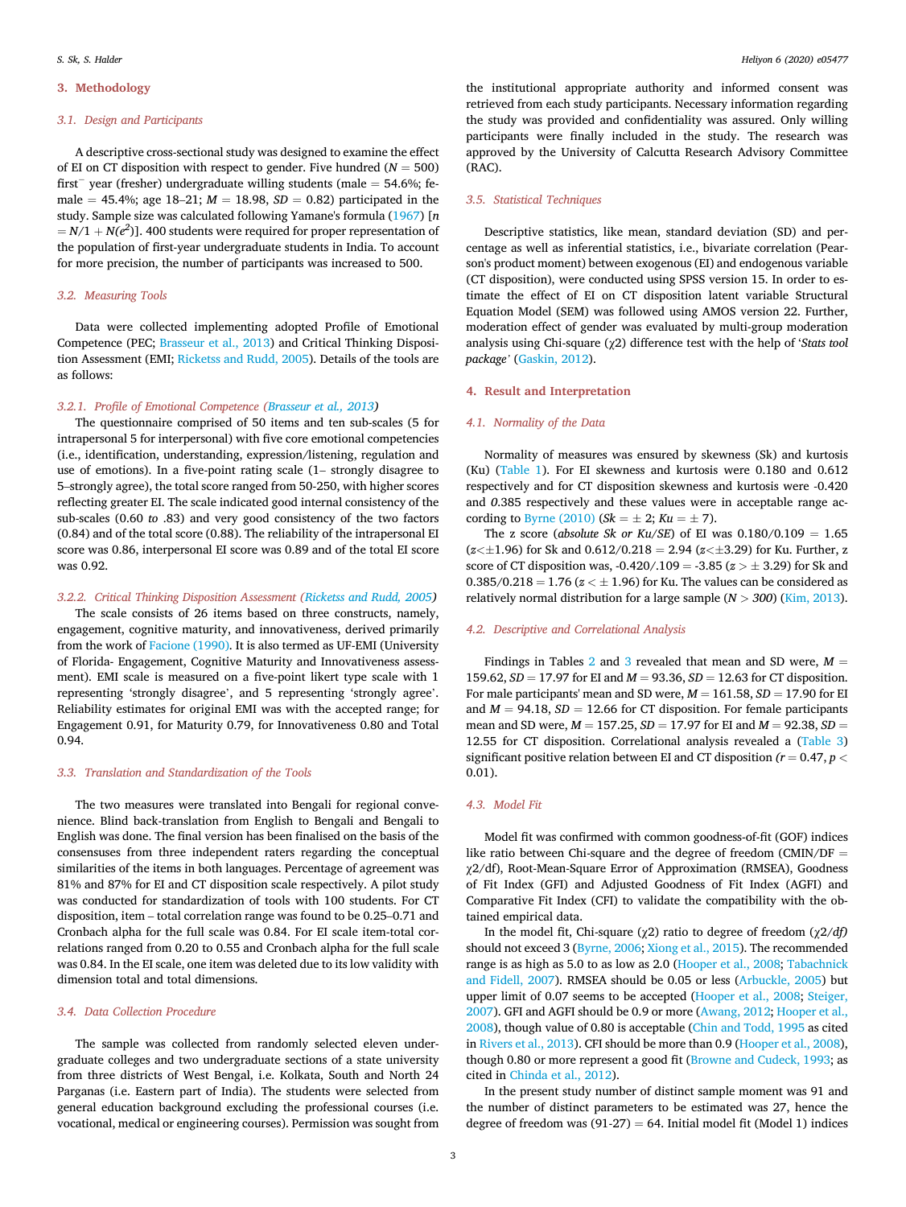## 3. Methodology

### 3.1. Design and Participants

A descriptive cross-sectional study was designed to examine the effect of EI on CT disposition with respect to gender. Five hundred ($N = 500$) first⁻ year (fresher) undergraduate willing students (male = 54.6%; female = 45.4%; age 18–21; $M = 18.98$, $SD = 0.82$) participated in the study. Sample size was calculated following Yamane's formula (1967) [$n = N/1 + N(e^2)$]. 400 students were required for proper representation of the population of first-year undergraduate students in India. To account for more precision, the number of participants was increased to 500.

### 3.2. Measuring Tools

Data were collected implementing adopted Profile of Emotional Competence (PEC; Brasseur et al., 2013) and Critical Thinking Disposition Assessment (EMI; Ricketss and Rudd, 2005). Details of the tools are as follows:

#### 3.2.1. Profile of Emotional Competence (Brasseur et al., 2013)

The questionnaire comprised of 50 items and ten sub-scales (5 for intrapersonal 5 for interpersonal) with five core emotional competencies (i.e., identification, understanding, expression/listening, regulation and use of emotions). In a five-point rating scale (1– strongly disagree to 5–strongly agree), the total score ranged from 50-250, with higher scores reflecting greater EI. The scale indicated good internal consistency of the sub-scales (0.60 *to* .83) and very good consistency of the two factors (0.84) and of the total score (0.88). The reliability of the intrapersonal EI score was 0.86, interpersonal EI score was 0.89 and of the total EI score was 0.92.

#### 3.2.2. Critical Thinking Disposition Assessment (Ricketss and Rudd, 2005)

The scale consists of 26 items based on three constructs, namely, engagement, cognitive maturity, and innovativeness, derived primarily from the work of Facione (1990). It is also termed as UF-EMI (University of Florida- Engagement, Cognitive Maturity and Innovativeness assessment). EMI scale is measured on a five-point likert type scale with 1 representing 'strongly disagree', and 5 representing 'strongly agree'. Reliability estimates for original EMI was with the accepted range; for Engagement 0.91, for Maturity 0.79, for Innovativeness 0.80 and Total 0.94.

### 3.3. Translation and Standardization of the Tools

The two measures were translated into Bengali for regional convenience. Blind back-translation from English to Bengali and Bengali to English was done. The final version has been finalised on the basis of the consensuses from three independent raters regarding the conceptual similarities of the items in both languages. Percentage of agreement was 81% and 87% for EI and CT disposition scale respectively. A pilot study was conducted for standardization of tools with 100 students. For CT disposition, item – total correlation range was found to be 0.25–0.71 and Cronbach alpha for the full scale was 0.84. For EI scale item-total correlations ranged from 0.20 to 0.55 and Cronbach alpha for the full scale was 0.84. In the EI scale, one item was deleted due to its low validity with dimension total and total dimensions.

### 3.4. Data Collection Procedure

The sample was collected from randomly selected eleven undergraduate colleges and two undergraduate sections of a state university from three districts of West Bengal, i.e. Kolkata, South and North 24 Parganas (i.e. Eastern part of India). The students were selected from general education background excluding the professional courses (i.e. vocational, medical or engineering courses). Permission was sought from the institutional appropriate authority and informed consent was retrieved from each study participants. Necessary information regarding the study was provided and confidentiality was assured. Only willing participants were finally included in the study. The research was approved by the University of Calcutta Research Advisory Committee (RAC).

### 3.5. Statistical Techniques

Descriptive statistics, like mean, standard deviation (SD) and percentage as well as inferential statistics, i.e., bivariate correlation (Pearson's product moment) between exogenous (EI) and endogenous variable (CT disposition), were conducted using SPSS version 15. In order to estimate the effect of EI on CT disposition latent variable Structural Equation Model (SEM) was followed using AMOS version 22. Further, moderation effect of gender was evaluated by multi-group moderation analysis using Chi-square ($\chi 2$) difference test with the help of '*Stats tool package*' (Gaskin, 2012).

## 4. Result and Interpretation

### 4.1. Normality of the Data

Normality of measures was ensured by skewness (Sk) and kurtosis (Ku) (Table 1). For EI skewness and kurtosis were 0.180 and 0.612 respectively and for CT disposition skewness and kurtosis were -0.420 and *0*.385 respectively and these values were in acceptable range according to Byrne (2010) ($Sk = \pm 2$; $Ku = \pm 7$).

The z score (*absolute Sk or Ku/SE*) of EI was 0.180/0.109 = 1.65 ($z < \pm 1.96$) for Sk and 0.612/0.218 = 2.94 ($z < \pm 3.29$) for Ku. Further, z score of CT disposition was, -0.420/.109 = -3.85 ($z > \pm 3.29$) for Sk and 0.385/0.218 = 1.76 ($z < \pm 1.96$) for Ku. The values can be considered as relatively normal distribution for a large sample ($N > 300$) (Kim, 2013).

### 4.2. Descriptive and Correlational Analysis

Findings in Tables 2 and 3 revealed that mean and SD were, $M = 159.62$, $SD = 17.97$ for EI and $M = 93.36$, $SD = 12.63$ for CT disposition. For male participants' mean and SD were, $M = 161.58$, $SD = 17.90$ for EI and $M = 94.18$, $SD = 12.66$ for CT disposition. For female participants mean and SD were, $M = 157.25$, $SD = 17.97$ for EI and $M = 92.38$, $SD = 12.55$ for CT disposition. Correlational analysis revealed a (Table 3) significant positive relation between EI and CT disposition ($r = 0.47$, $p < 0.01$).

### 4.3. Model Fit

Model fit was confirmed with common goodness-of-fit (GOF) indices like ratio between Chi-square and the degree of freedom (CMIN/DF = $\chi 2$/df), Root-Mean-Square Error of Approximation (RMSEA), Goodness of Fit Index (GFI) and Adjusted Goodness of Fit Index (AGFI) and Comparative Fit Index (CFI) to validate the compatibility with the obtained empirical data.

In the model fit, Chi-square ($\chi 2$) ratio to degree of freedom ($\chi 2/df$) should not exceed 3 (Byrne, 2006; Xiong et al., 2015). The recommended range is as high as 5.0 to as low as 2.0 (Hooper et al., 2008; Tabachnick and Fidell, 2007). RMSEA should be 0.05 or less (Arbuckle, 2005) but upper limit of 0.07 seems to be accepted (Hooper et al., 2008; Steiger, 2007). GFI and AGFI should be 0.9 or more (Awang, 2012; Hooper et al., 2008), though value of 0.80 is acceptable (Chin and Todd, 1995 as cited in Rivers et al., 2013). CFI should be more than 0.9 (Hooper et al., 2008), though 0.80 or more represent a good fit (Browne and Cudeck, 1993; as cited in Chinda et al., 2012).

In the present study number of distinct sample moment was 91 and the number of distinct parameters to be estimated was 27, hence the degree of freedom was (91-27) = 64. Initial model fit (Model 1) indices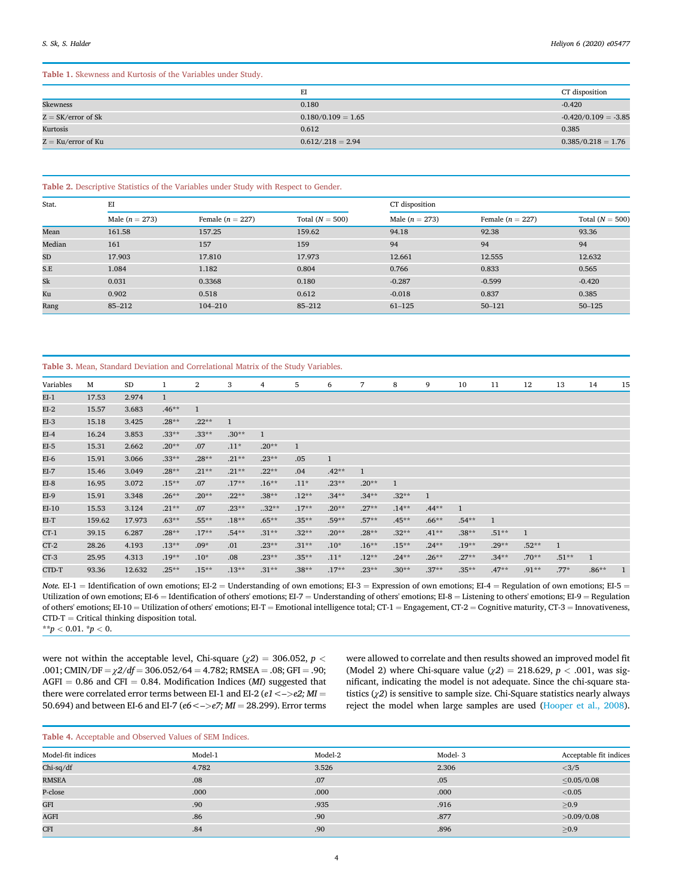**Table 1.** Skewness and Kurtosis of the Variables under Study.

| | EI | CT disposition |
|---|---|---|
| Skewness | 0.180 | -0.420 |
| Z = SK/error of Sk | 0.180/0.109 = 1.65 | -0.420/0.109 = -3.85 |
| Kurtosis | 0.612 | 0.385 |
| Z = Ku/error of Ku | 0.612/.218 = 2.94 | 0.385/0.218 = 1.76 |

**Table 2.** Descriptive Statistics of the Variables under Study with Respect to Gender.

| Stat. | EI | | | CT disposition | | |
|---|---|---|---|---|---|---|
| | Male ($n$ = 273) | Female ($n$ = 227) | Total ($N$ = 500) | Male ($n$ = 273) | Female ($n$ = 227) | Total ($N$ = 500) |
| Mean | 161.58 | 157.25 | 159.62 | 94.18 | 92.38 | 93.36 |
| Median | 161 | 157 | 159 | 94 | 94 | 94 |
| SD | 17.903 | 17.810 | 17.973 | 12.661 | 12.555 | 12.632 |
| S.E | 1.084 | 1.182 | 0.804 | 0.766 | 0.833 | 0.565 |
| Sk | 0.031 | 0.3368 | 0.180 | -0.287 | -0.599 | -0.420 |
| Ku | 0.902 | 0.518 | 0.612 | -0.018 | 0.837 | 0.385 |
| Rang | 85–212 | 104–210 | 85–212 | 61–125 | 50–121 | 50–125 |

**Table 3.** Mean, Standard Deviation and Correlational Matrix of the Study Variables.

| Variables | M | SD | 1 | 2 | 3 | 4 | 5 | 6 | 7 | 8 | 9 | 10 | 11 | 12 | 13 | 14 | 15 |
|---|---|---|---|---|---|---|---|---|---|---|---|---|---|---|---|---|---|
| EI-1 | 17.53 | 2.974 | 1 | | | | | | | | | | | | | | |
| EI-2 | 15.57 | 3.683 | .46** | 1 | | | | | | | | | | | | | |
| EI-3 | 15.18 | 3.425 | .28** | .22** | 1 | | | | | | | | | | | | |
| EI-4 | 16.24 | 3.853 | .33** | .33** | .30** | 1 | | | | | | | | | | | |
| EI-5 | 15.31 | 2.662 | .20** | .07 | .11* | .20** | 1 | | | | | | | | | | |
| EI-6 | 15.91 | 3.066 | .33** | .28** | .21** | .23** | .05 | 1 | | | | | | | | | |
| EI-7 | 15.46 | 3.049 | .28** | .21** | .21** | .22** | .04 | .42** | 1 | | | | | | | | |
| EI-8 | 16.95 | 3.072 | .15** | .07 | .17** | .16** | .11* | .23** | .20** | 1 | | | | | | | |
| EI-9 | 15.91 | 3.348 | .26** | .20** | .22** | .38** | .12** | .34** | .34** | .32** | 1 | | | | | | |
| EI-10 | 15.53 | 3.124 | .21** | .07 | .23** | ..32** | .17** | .20** | .27** | .14** | .44** | 1 | | | | | |
| EI-T | 159.62 | 17.973 | .63** | .55** | .18** | .65** | .35** | .59** | .57** | .45** | .66** | .54** | 1 | | | | |
| CT-1 | 39.15 | 6.287 | .28** | .17** | .54** | .31** | .32** | .20** | .28** | .32** | .41** | .38** | .51** | 1 | | | |
| CT-2 | 28.26 | 4.193 | .13** | .09* | .01 | .23** | .31** | .10* | .16** | .15** | .24** | .19** | .29** | .52** | 1 | | |
| CT-3 | 25.95 | 4.313 | .19** | .10* | .08 | .23** | .35** | .11* | .12** | .24** | .26** | .27** | .34** | .70** | .51** | 1 | |
| CTD-T | 93.36 | 12.632 | .25** | .15** | .13** | .31** | .38** | .17** | .23** | .30** | .37** | .35** | .47** | .91** | .77* | .86** | 1 |

*Note.* EI-1 = Identification of own emotions; EI-2 = Understanding of own emotions; EI-3 = Expression of own emotions; EI-4 = Regulation of own emotions; EI-5 = Utilization of own emotions; EI-6 = Identification of others' emotions; EI-7 = Understanding of others' emotions; EI-8 = Listening to others' emotions; EI-9 = Regulation of others' emotions; EI-10 = Utilization of others' emotions; EI-T = Emotional intelligence total; CT-1 = Engagement, CT-2 = Cognitive maturity, CT-3 = Innovativeness, CTD-T = Critical thinking disposition total.
$^{**}p < 0.01$. $^{*}p < 0$.

were not within the acceptable level, Chi-square ($\chi 2$) = 306.052, $p <$ .001; CMIN/DF = $\chi 2/df$ = 306.052/64 = 4.782; RMSEA = .08; GFI = .90; AGFI = 0.86 and CFI = 0.84. Modification Indices (*MI*) suggested that there were correlated error terms between EI-1 and EI-2 (*e1<–>e2; MI* = 50.694) and between EI-6 and EI-7 (*e6<–>e7; MI* = 28.299). Error terms were allowed to correlate and then results showed an improved model fit (Model 2) where Chi-square value ($\chi 2$) = 218.629, $p <$ .001, was significant, indicating the model is not adequate. Since the chi-square statistics ($\chi 2$) is sensitive to sample size. Chi-Square statistics nearly always reject the model when large samples are used (Hooper et al., 2008).

**Table 4.** Acceptable and Observed Values of SEM Indices.

| Model-fit indices | Model-1 | Model-2 | Model- 3 | Acceptable fit indices |
|---|---|---|---|---|
| Chi-sq/df | 4.782 | 3.526 | 2.306 | <3/5 |
| RMSEA | .08 | .07 | .05 | ≤0.05/0.08 |
| P-close | .000 | .000 | .000 | <0.05 |
| GFI | .90 | .935 | .916 | ≥0.9 |
| AGFI | .86 | .90 | .877 | >0.09/0.08 |
| CFI | .84 | .90 | .896 | ≥0.9 |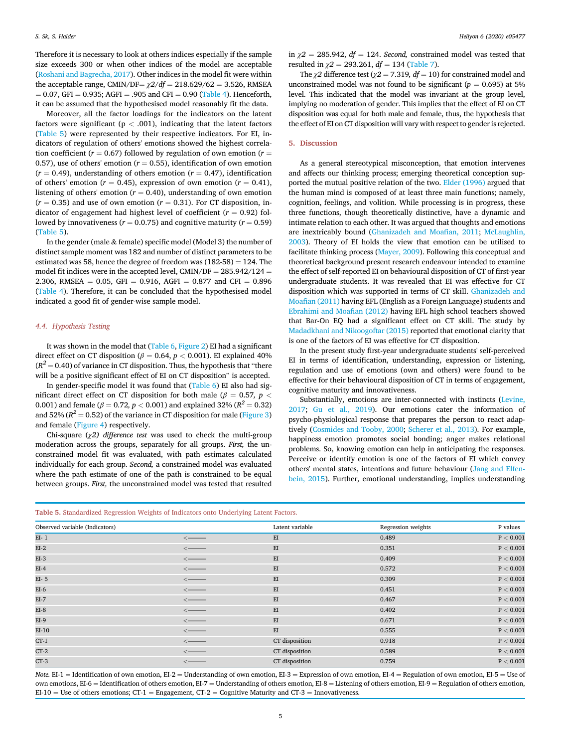Therefore it is necessary to look at others indices especially if the sample size exceeds 300 or when other indices of the model are acceptable (Roshani and Bagrecha, 2017). Other indices in the model fit were within the acceptable range, CMIN/DF= $\chi 2/df$ = 218.629/62 = 3.526, RMSEA = 0.07, GFI = 0.935; AGFI = .905 and CFI = 0.90 (Table 4). Henceforth, it can be assumed that the hypothesised model reasonably fit the data.

Moreover, all the factor loadings for the indicators on the latent factors were significant (p < .001), indicating that the latent factors (Table 5) were represented by their respective indicators. For EI, indicators of regulation of others' emotions showed the highest correlation coefficient ($r$ = 0.67) followed by regulation of own emotion ($r$ = 0.57), use of others' emotion ($r$ = 0.55), identification of own emotion ($r$ = 0.49), understanding of others emotion ($r$ = 0.47), identification of others' emotion ($r$ = 0.45), expression of own emotion ($r$ = 0.41), listening of others' emotion ($r$ = 0.40), understanding of own emotion ($r$ = 0.35) and use of own emotion ($r$ = 0.31). For CT disposition, indicator of engagement had highest level of coefficient ($r$ = 0.92) followed by innovativeness ($r$ = 0.0.75) and cognitive maturity ($r$ = 0.59) (Table 5).

In the gender (male & female) specific model (Model 3) the number of distinct sample moment was 182 and number of distinct parameters to be estimated was 58, hence the degree of freedom was (182-58) = 124. The model fit indices were in the accepted level, CMIN/DF = 285.942/124 = 2.306, RMSEA = 0.05, GFI = 0.916, AGFI = 0.877 and CFI = 0.896 (Table 4). Therefore, it can be concluded that the hypothesised model indicated a good fit of gender-wise sample model.

### 4.4. Hypothesis Testing

It was shown in the model that (Table 6, Figure 2) EI had a significant direct effect on CT disposition ($\beta$ = 0.64, $p$ < 0.001). EI explained 40% ($R^2$ = 0.40) of variance in CT disposition. Thus, the hypothesis that "there will be a positive significant effect of EI on CT disposition" is accepted.

In gender-specific model it was found that (Table 6) EI also had significant direct effect on CT disposition for both male ($\beta$ = 0.57, $p$ < 0.001) and female ($\beta$ = 0.72, $p$ < 0.001) and explained 32% ($R^2$ = 0.32) and 52% ($R^2$ = 0.52) of the variance in CT disposition for male (Figure 3) and female (Figure 4) respectively.

Chi-square *($\chi 2$) difference test* was used to check the multi-group moderation across the groups, separately for all groups. *First,* the unconstrained model fit was evaluated, with path estimates calculated individually for each group. *Second,* a constrained model was evaluated where the path estimate of one of the path is constrained to be equal between groups. *First,* the unconstrained model was tested that resulted in $\chi 2$ = 285.942, $df$ = 124. *Second,* constrained model was tested that resulted in $\chi 2$ = 293.261, $df$ = 134 (Table 7).

The $\chi 2$ difference test ($\chi 2$ = 7.319, $df$ = 10) for constrained model and unconstrained model was not found to be significant ($p$ = 0.695) at 5% level. This indicated that the model was invariant at the group level, implying no moderation of gender. This implies that the effect of EI on CT disposition was equal for both male and female, thus, the hypothesis that the effect of EI on CT disposition will vary with respect to gender is rejected.

## 5. Discussion

As a general stereotypical misconception, that emotion intervenes and affects our thinking process; emerging theoretical conception supported the mutual positive relation of the two. Elder (1996) argued that the human mind is composed of at least three main functions; namely, cognition, feelings, and volition. While processing is in progress, these three functions, though theoretically distinctive, have a dynamic and intimate relation to each other. It was argued that thoughts and emotions are inextricably bound (Ghanizadeh and Moafian, 2011; McLaughlin, 2003). Theory of EI holds the view that emotion can be utilised to facilitate thinking process (Mayer, 2009). Following this conceptual and theoretical background present research endeavour intended to examine the effect of self-reported EI on behavioural disposition of CT of first-year undergraduate students. It was revealed that EI was effective for CT disposition which was supported in terms of CT skill. Ghanizadeh and Moafian (2011) having EFL (English as a Foreign Language) students and Ebrahimi and Moafian (2012) having EFL high school teachers showed that Bar-On EQ had a significant effect on CT skill. The study by Madadkhani and Nikoogoftar (2015) reported that emotional clarity that is one of the factors of EI was effective for CT disposition.

In the present study first-year undergraduate students' self-perceived EI in terms of identification, understanding, expression or listening, regulation and use of emotions (own and others) were found to be effective for their behavioural disposition of CT in terms of engagement, cognitive maturity and innovativeness.

Substantially, emotions are inter-connected with instincts (Levine, 2017; Gu et al., 2019). Our emotions cater the information of psycho-physiological response that prepares the person to react adaptively (Cosmides and Tooby, 2000; Scherer et al., 2013). For example, happiness emotion promotes social bonding; anger makes relational problems. So, knowing emotion can help in anticipating the responses. Perceive or identify emotion is one of the factors of EI which convey others' mental states, intentions and future behaviour (Jang and Elfenbein, 2015). Further, emotional understanding, implies understanding

**Table 5.** Standardized Regression Weights of Indicators onto Underlying Latent Factors.

| Observed variable (Indicators) | | Latent variable | Regression weights | P values |
|---|---|---|---|---|
| EI- 1 | <——— | EI | 0.489 | P < 0.001 |
| EI-2 | <——— | EI | 0.351 | P < 0.001 |
| EI-3 | <——— | EI | 0.409 | P < 0.001 |
| EI-4 | <——— | EI | 0.572 | P < 0.001 |
| EI- 5 | <——— | EI | 0.309 | P < 0.001 |
| EI-6 | <——— | EI | 0.451 | P < 0.001 |
| EI-7 | <——— | EI | 0.467 | P < 0.001 |
| EI-8 | <——— | EI | 0.402 | P < 0.001 |
| EI-9 | <——— | EI | 0.671 | P < 0.001 |
| EI-10 | <——— | EI | 0.555 | P < 0.001 |
| CT-1 | <——— | CT disposition | 0.918 | P < 0.001 |
| CT-2 | <——— | CT disposition | 0.589 | P < 0.001 |
| CT-3 | <——— | CT disposition | 0.759 | P < 0.001 |

*Note.* EI-1 = Identification of own emotion, EI-2 = Understanding of own emotion, EI-3 = Expression of own emotion, EI-4 = Regulation of own emotion, EI-5 = Use of own emotions, EI-6 = Identification of others emotion, EI-7 = Understanding of others emotion, EI-8 = Listening of others emotion, EI-9 = Regulation of others emotion, EI-10 = Use of others emotions; CT-1 = Engagement, CT-2 = Cognitive Maturity and CT-3 = Innovativeness.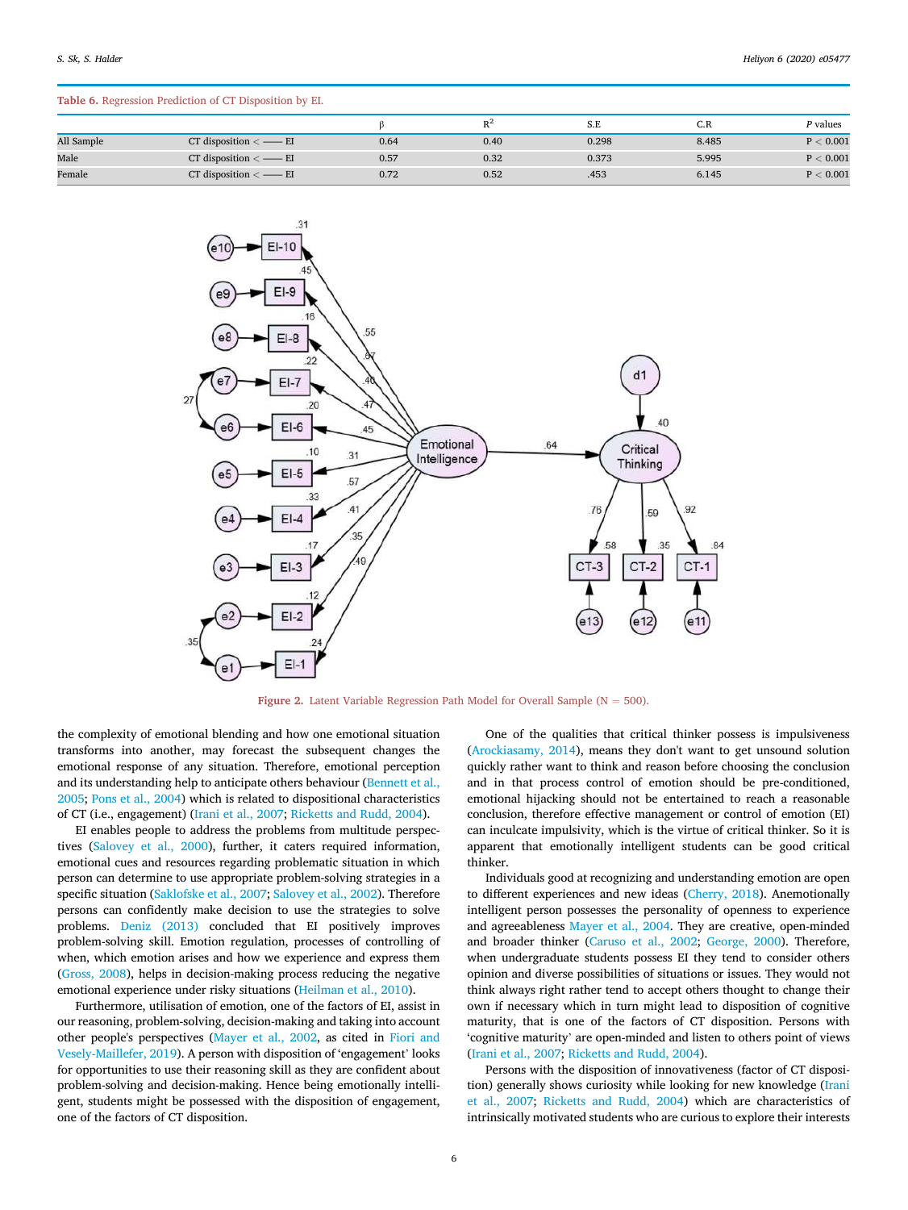**Table 6.** Regression Prediction of CT Disposition by EI.

| | | β | $R^2$ | S.E | C.R | *P* values |
|---|---|---|---|---|---|---|
| All Sample | CT disposition <—— EI | 0.64 | 0.40 | 0.298 | 8.485 | P < 0.001 |
| Male | CT disposition <—— EI | 0.57 | 0.32 | 0.373 | 5.995 | P < 0.001 |
| Female | CT disposition <—— EI | 0.72 | 0.52 | .453 | 6.145 | P < 0.001 |

**Figure 2.** Latent Variable Regression Path Model for Overall Sample (N = 500).

the complexity of emotional blending and how one emotional situation transforms into another, may forecast the subsequent changes the emotional response of any situation. Therefore, emotional perception and its understanding help to anticipate others behaviour (Bennett et al., 2005; Pons et al., 2004) which is related to dispositional characteristics of CT (i.e., engagement) (Irani et al., 2007; Ricketts and Rudd, 2004).

EI enables people to address the problems from multitude perspectives (Salovey et al., 2000), further, it caters required information, emotional cues and resources regarding problematic situation in which person can determine to use appropriate problem-solving strategies in a specific situation (Saklofske et al., 2007; Salovey et al., 2002). Therefore persons can confidently make decision to use the strategies to solve problems. Deniz (2013) concluded that EI positively improves problem-solving skill. Emotion regulation, processes of controlling of when, which emotion arises and how we experience and express them (Gross, 2008), helps in decision-making process reducing the negative emotional experience under risky situations (Heilman et al., 2010).

Furthermore, utilisation of emotion, one of the factors of EI, assist in our reasoning, problem-solving, decision-making and taking into account other people's perspectives (Mayer et al., 2002, as cited in Fiori and Vesely-Maillefer, 2019). A person with disposition of 'engagement' looks for opportunities to use their reasoning skill as they are confident about problem-solving and decision-making. Hence being emotionally intelligent, students might be possessed with the disposition of engagement, one of the factors of CT disposition.

One of the qualities that critical thinker possess is impulsiveness (Arockiasamy, 2014), means they don't want to get unsound solution quickly rather want to think and reason before choosing the conclusion and in that process control of emotion should be pre-conditioned, emotional hijacking should not be entertained to reach a reasonable conclusion, therefore effective management or control of emotion (EI) can inculcate impulsivity, which is the virtue of critical thinker. So it is apparent that emotionally intelligent students can be good critical thinker.

Individuals good at recognizing and understanding emotion are open to different experiences and new ideas (Cherry, 2018). Anemotionally intelligent person possesses the personality of openness to experience and agreeableness Mayer et al., 2004. They are creative, open-minded and broader thinker (Caruso et al., 2002; George, 2000). Therefore, when undergraduate students possess EI they tend to consider others opinion and diverse possibilities of situations or issues. They would not think always right rather tend to accept others thought to change their own if necessary which in turn might lead to disposition of cognitive maturity, that is one of the factors of CT disposition. Persons with 'cognitive maturity' are open-minded and listen to others point of views (Irani et al., 2007; Ricketts and Rudd, 2004).

Persons with the disposition of innovativeness (factor of CT disposition) generally shows curiosity while looking for new knowledge (Irani et al., 2007; Ricketts and Rudd, 2004) which are characteristics of intrinsically motivated students who are curious to explore their interests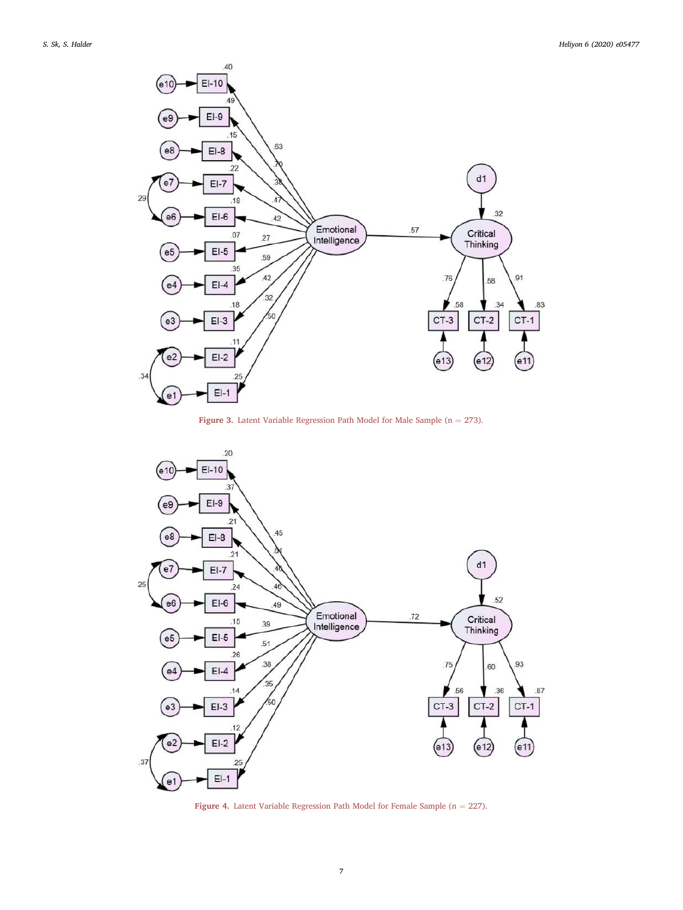Figure 3. Latent Variable Regression Path Model for Male Sample (n = 273).

Figure 4. Latent Variable Regression Path Model for Female Sample (n = 227).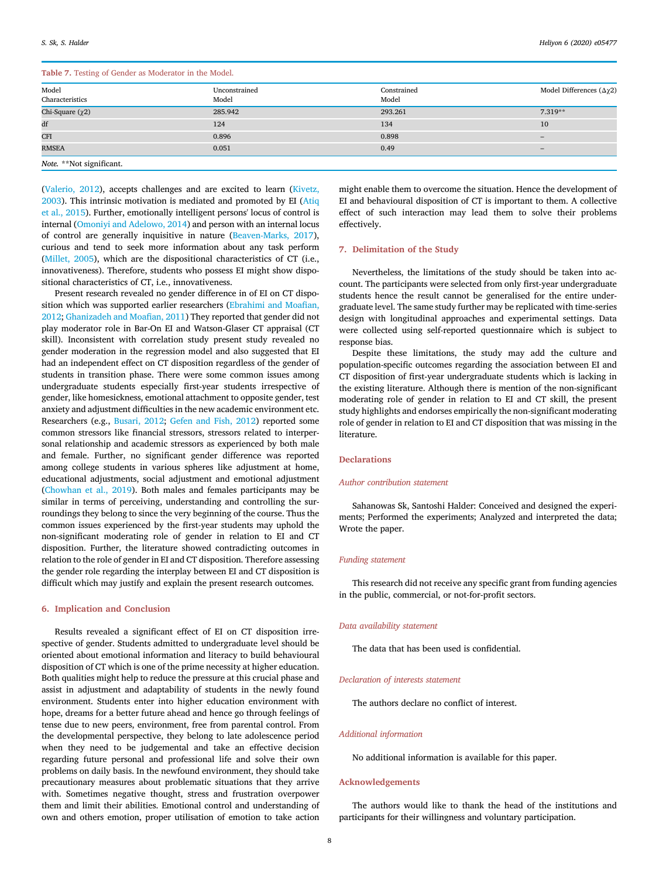Table 7. Testing of Gender as Moderator in the Model.

| Model Characteristics | Unconstrained Model | Constrained Model | Model Differences ($\Delta\chi2$) |
| --- | --- | --- | --- |
| Chi-Square ($\chi2$) | 285.942 | 293.261 | 7.319** |
| df | 124 | 134 | 10 |
| CFI | 0.896 | 0.898 | – |
| RMSEA | 0.051 | 0.49 | – |

*Note.* **Not significant.

(Valerio, 2012), accepts challenges and are excited to learn (Kivetz, 2003). This intrinsic motivation is mediated and promoted by EI (Atiq et al., 2015). Further, emotionally intelligent persons' locus of control is internal (Omoniyi and Adelowo, 2014) and person with an internal locus of control are generally inquisitive in nature (Beaven-Marks, 2017), curious and tend to seek more information about any task perform (Millet, 2005), which are the dispositional characteristics of CT (i.e., innovativeness). Therefore, students who possess EI might show dispositional characteristics of CT, i.e., innovativeness.

Present research revealed no gender difference in of EI on CT disposition which was supported earlier researchers (Ebrahimi and Moafian, 2012; Ghanizadeh and Moafian, 2011) They reported that gender did not play moderator role in Bar-On EI and Watson-Glaser CT appraisal (CT skill). Inconsistent with correlation study present study revealed no gender moderation in the regression model and also suggested that EI had an independent effect on CT disposition regardless of the gender of students in transition phase. There were some common issues among undergraduate students especially first-year students irrespective of gender, like homesickness, emotional attachment to opposite gender, test anxiety and adjustment difficulties in the new academic environment etc. Researchers (e.g., Busari, 2012; Gefen and Fish, 2012) reported some common stressors like financial stressors, stressors related to interpersonal relationship and academic stressors as experienced by both male and female. Further, no significant gender difference was reported among college students in various spheres like adjustment at home, educational adjustments, social adjustment and emotional adjustment (Chowhan et al., 2019). Both males and females participants may be similar in terms of perceiving, understanding and controlling the surroundings they belong to since the very beginning of the course. Thus the common issues experienced by the first-year students may uphold the non-significant moderating role of gender in relation to EI and CT disposition. Further, the literature showed contradicting outcomes in relation to the role of gender in EI and CT disposition. Therefore assessing the gender role regarding the interplay between EI and CT disposition is difficult which may justify and explain the present research outcomes.

## 6. Implication and Conclusion

Results revealed a significant effect of EI on CT disposition irrespective of gender. Students admitted to undergraduate level should be oriented about emotional information and literacy to build behavioural disposition of CT which is one of the prime necessity at higher education. Both qualities might help to reduce the pressure at this crucial phase and assist in adjustment and adaptability of students in the newly found environment. Students enter into higher education environment with hope, dreams for a better future ahead and hence go through feelings of tense due to new peers, environment, free from parental control. From the developmental perspective, they belong to late adolescence period when they need to be judgemental and take an effective decision regarding future personal and professional life and solve their own problems on daily basis. In the newfound environment, they should take precautionary measures about problematic situations that they arrive with. Sometimes negative thought, stress and frustration overpower them and limit their abilities. Emotional control and understanding of own and others emotion, proper utilisation of emotion to take action might enable them to overcome the situation. Hence the development of EI and behavioural disposition of CT is important to them. A collective effect of such interaction may lead them to solve their problems effectively.

## 7. Delimitation of the Study

Nevertheless, the limitations of the study should be taken into account. The participants were selected from only first-year undergraduate students hence the result cannot be generalised for the entire undergraduate level. The same study further may be replicated with time-series design with longitudinal approaches and experimental settings. Data were collected using self-reported questionnaire which is subject to response bias.

Despite these limitations, the study may add the culture and population-specific outcomes regarding the association between EI and CT disposition of first-year undergraduate students which is lacking in the existing literature. Although there is mention of the non-significant moderating role of gender in relation to EI and CT skill, the present study highlights and endorses empirically the non-significant moderating role of gender in relation to EI and CT disposition that was missing in the literature.

## Declarations

### *Author contribution statement*

Sahanowas Sk, Santoshi Halder: Conceived and designed the experiments; Performed the experiments; Analyzed and interpreted the data; Wrote the paper.

### *Funding statement*

This research did not receive any specific grant from funding agencies in the public, commercial, or not-for-profit sectors.

### *Data availability statement*

The data that has been used is confidential.

### *Declaration of interests statement*

The authors declare no conflict of interest.

### *Additional information*

No additional information is available for this paper.

## Acknowledgements

The authors would like to thank the head of the institutions and participants for their willingness and voluntary participation.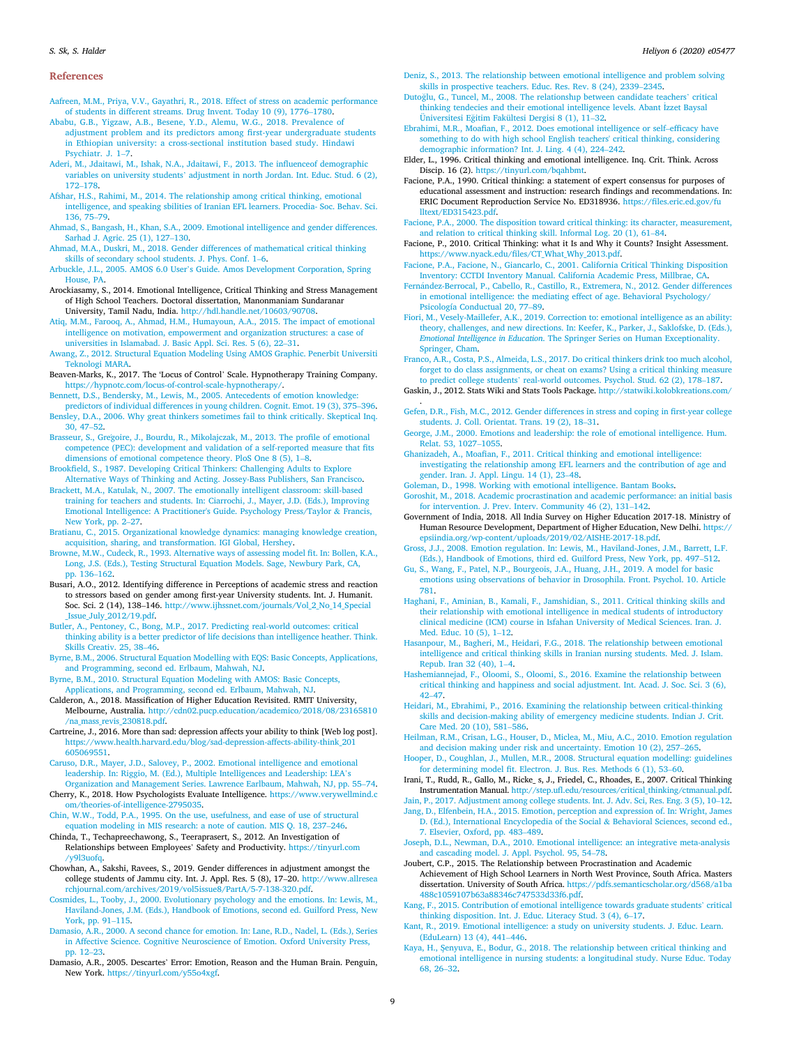## References

Aafreen, M.M., Priya, V.V., Gayathri, R., 2018. Effect of stress on academic performance of students in different streams. Drug Invent. Today 10 (9), 1776–1780.

Ababu, G.B., Yigzaw, A.B., Besene, Y.D., Alemu, W.G., 2018. Prevalence of adjustment problem and its predictors among first-year undergraduate students in Ethiopian university: a cross-sectional institution based study. Hindawi Psychiatr. J. 1–7.

Aderi, M., Jdaitawi, M., Ishak, N.A., Jdaitawi, F., 2013. The influence of demographic variables on university students' adjustment in north Jordan. Int. Educ. Stud. 6 (2), 172–178.

Afshar, H.S., Rahimi, M., 2014. The relationship among critical thinking, emotional intelligence, and speaking sbilities of Iranian EFL learners. Procedia- Soc. Behav. Sci. 136, 75–79.

Ahmad, S., Bangash, H., Khan, S.A., 2009. Emotional intelligence and gender differences. Sarhad J. Agric. 25 (1), 127–130.

Ahmad, M.A., Duskri, M., 2018. Gender differences of mathematical critical thinking skills of secondary school students. J. Phys. Conf. 1–6.

Arbuckle, J.L., 2005. AMOS 6.0 User's Guide. Amos Development Corporation, Spring House, PA.

Arockiasamy, S., 2014. Emotional Intelligence, Critical Thinking and Stress Management of High School Teachers. Doctoral dissertation, Manonmaniam Sundaranar University, Tamil Nadu, India. http://hdl.handle.net/10603/90708.

Atiq, M.M., Farooq, A., Ahmad, H.M., Humayoun, A.A., 2015. The impact of emotional intelligence on motivation, empowerment and organization structures: a case of universities in Islamabad. J. Basic Appl. Sci. Res. 5 (6), 22–31.

Awang, Z., 2012. Structural Equation Modeling Using AMOS Graphic. Penerbit Universiti Teknologi MARA.

Beaven-Marks, K., 2017. The 'Locus of Control' Scale. Hypnotherapy Training Company. https://hypnotc.com/locus-of-control-scale-hypnotherapy/.

Bennett, D.S., Bendersky, M., Lewis, M., 2005. Antecedents of emotion knowledge: predictors of individual differences in young children. Cognit. Emot. 19 (3), 375–396.

Bensley, D.A., 2006. Why great thinkers sometimes fail to think critically. Skeptical Inq. 30, 47–52.

Brasseur, S., Grégoire, J., Bourdu, R., Mikolajczak, M., 2013. The profile of emotional competence (PEC): development and validation of a self-reported measure that fits dimensions of emotional competence theory. PloS One 8 (5), 1–8.

Brookfield, S., 1987. Developing Critical Thinkers: Challenging Adults to Explore Alternative Ways of Thinking and Acting. Jossey-Bass Publishers, San Francisco.

Brackett, M.A., Katulak, N., 2007. The emotionally intelligent classroom: skill-based training for teachers and students. In: Ciarrochi, J., Mayer, J.D. (Eds.), Improving Emotional Intelligence: A Practitioner's Guide. Psychology Press/Taylor & Francis, New York, pp. 2–27.

Bratianu, C., 2015. Organizational knowledge dynamics: managing knowledge creation, acquisition, sharing, and transformation. IGI Global, Hershey.

Browne, M.W., Cudeck, R., 1993. Alternative ways of assessing model fit. In: Bollen, K.A., Long, J.S. (Eds.), Testing Structural Equation Models. Sage, Newbury Park, CA, pp. 136–162.

Busari, A.O., 2012. Identifying difference in Perceptions of academic stress and reaction to stressors based on gender among first-year University students. Int. J. Humanit. Soc. Sci. 2 (14), 138–146. http://www.ijhssnet.com/journals/Vol_2_No_14_Special_Issue_July_2012/19.pdf.

Butler, A., Pentoney, C., Bong, M.P., 2017. Predicting real-world outcomes: critical thinking ability is a better predictor of life decisions than intelligence heather. Think. Skills Creativ. 25, 38–46.

Byrne, B.M., 2006. Structural Equation Modelling with EQS: Basic Concepts, Applications, and Programming, second ed. Erlbaum, Mahwah, NJ.

Byrne, B.M., 2010. Structural Equation Modeling with AMOS: Basic Concepts, Applications, and Programming, second ed. Erlbaum, Mahwah, NJ.

Calderon, A., 2018. Massification of Higher Education Revisited. RMIT University, Melbourne, Australia. http://cdn02.pucp.education/academico/2018/08/23165810/na_mass_revis_230818.pdf.

Cartreine, J., 2016. More than sad: depression affects your ability to think [Web log post]. https://www.health.harvard.edu/blog/sad-depression-affects-ability-think_201605069551.

Caruso, D.R., Mayer, J.D., Salovey, P., 2002. Emotional intelligence and emotional leadership. In: Riggio, M. (Ed.), Multiple Intelligences and Leadership: LEA's Organization and Management Series. Lawrence Earlbaum, Mahwah, NJ, pp. 55–74.

Cherry, K., 2018. How Psychologists Evaluate Intelligence. https://www.verywellmind.com/theories-of-intelligence-2795035.

Chin, W.W., Todd, P.A., 1995. On the use, usefulness, and ease of use of structural equation modeling in MIS research: a note of caution. MIS Q. 18, 237–246.

Chinda, T., Techapreechawong, S., Teeraprasert, S., 2012. An Investigation of Relationships between Employees' Safety and Productivity. https://tinyurl.com/y9l3uofq.

Chowhan, A., Sakshi, Ravees, S., 2019. Gender differences in adjustment amongst the college students of Jammu city. Int. J. Appl. Res. 5 (8), 17–20. http://www.allresearchjournal.com/archives/2019/vol5issue8/PartA/5-7-138-320.pdf.

Cosmides, L., Tooby, J., 2000. Evolutionary psychology and the emotions. In: Lewis, M., Haviland-Jones, J.M. (Eds.), Handbook of Emotions, second ed. Guilford Press, New York, pp. 91–115.

Damasio, A.R., 2000. A second chance for emotion. In: Lane, R.D., Nadel, L. (Eds.), Series in Affective Science. Cognitive Neuroscience of Emotion. Oxford University Press, pp. 12–23.

Damasio, A.R., 2005. Descartes' Error: Emotion, Reason and the Human Brain. Penguin, New York. https://tinyurl.com/y55o4xgf.

Deniz, S., 2013. The relationship between emotional intelligence and problem solving skills in prospective teachers. Educ. Res. Rev. 8 (24), 2339–2345.

Dutoğlu, G., Tuncel, M., 2008. The relationshıp between candidate teachers' critical thinking tendecies and their emotional intelligence levels. Abant İzzet Baysal Üniversitesi Eğitim Fakültesi Dergisi 8 (1), 11–32.

Ebrahimi, M.R., Moafian, F., 2012. Does emotional intelligence or self–efficacy have something to do with high school English teachers' critical thinking, considering demographic information? Int. J. Ling. 4 (4), 224–242.

Elder, L., 1996. Critical thinking and emotional intelligence. Inq. Crit. Think. Across Discip. 16 (2). https://tinyurl.com/bqahbmt.

Facione, P.A., 1990. Critical thinking: a statement of expert consensus for purposes of educational assessment and instruction: research findings and recommendations. In: ERIC Document Reproduction Service No. ED318936. https://files.eric.ed.gov/fulltext/ED315423.pdf.

Facione, P.A., 2000. The disposition toward critical thinking: its character, measurement, and relation to critical thinking skill. Informal Log. 20 (1), 61–84.

Facione, P., 2010. Critical Thinking: what it Is and Why it Counts? Insight Assessment. https://www.nyack.edu/files/CT_What_Why_2013.pdf.

Facione, P.A., Facione, N., Giancarlo, C., 2001. California Critical Thinking Disposition Inventory: CCTDI Inventory Manual. California Academic Press, Millbrae, CA.

Fernández-Berrocal, P., Cabello, R., Castillo, R., Extremera, N., 2012. Gender differences in emotional intelligence: the mediating effect of age. Behavioral Psychology/Psicología Conductual 20, 77–89.

Fiori, M., Vesely-Maillefer, A.K., 2019. Correction to: emotional intelligence as an ability: theory, challenges, and new directions. In: Keefer, K., Parker, J., Saklofske, D. (Eds.), *Emotional Intelligence in Education*. The Springer Series on Human Exceptionality. Springer, Cham.

Franco, A.R., Costa, P.S., Almeida, L.S., 2017. Do critical thinkers drink too much alcohol, forget to do class assignments, or cheat on exams? Using a critical thinking measure to predict college students' real-world outcomes. Psychol. Stud. 62 (2), 178–187.

Gaskin, J., 2012. Stats Wiki and Stats Tools Package. http://statwiki.kolobkreations.com/.

Gefen, D.R., Fish, M.C., 2012. Gender differences in stress and coping in first-year college students. J. Coll. Orientat. Trans. 19 (2), 18–31.

George, J.M., 2000. Emotions and leadership: the role of emotional intelligence. Hum. Relat. 53, 1027–1055.

Ghanizadeh, A., Moafian, F., 2011. Critical thinking and emotional intelligence: investigating the relationship among EFL learners and the contribution of age and gender. Iran. J. Appl. Lingu. 14 (1), 23–48.

Goleman, D., 1998. Working with emotional intelligence. Bantam Books.

Goroshit, M., 2018. Academic procrastination and academic performance: an initial basis for intervention. J. Prev. Interv. Community 46 (2), 131–142.

Government of India, 2018. All India Survey on Higher Education 2017-18. Ministry of Human Resource Development, Department of Higher Education, New Delhi. https://epsiindia.org/wp-content/uploads/2019/02/AISHE-2017-18.pdf.

Gross, J.J., 2008. Emotion regulation. In: Lewis, M., Haviland-Jones, J.M., Barrett, L.F. (Eds.), Handbook of Emotions, third ed. Guilford Press, New York, pp. 497–512.

Gu, S., Wang, F., Patel, N.P., Bourgeois, J.A., Huang, J.H., 2019. A model for basic emotions using observations of behavior in Drosophila. Front. Psychol. 10. Article 781.

Haghani, F., Aminian, B., Kamali, F., Jamshidian, S., 2011. Critical thinking skills and their relationship with emotional intelligence in medical students of introductory clinical medicine (ICM) course in Isfahan University of Medical Sciences. Iran. J. Med. Educ. 10 (5), 1–12.

Hasanpour, M., Bagheri, M., Heidari, F.G., 2018. The relationship between emotional intelligence and critical thinking skills in Iranian nursing students. Med. J. Islam. Repub. Iran 32 (40), 1–4.

Hashemiannejad, F., Oloomi, S., Oloomi, S., 2016. Examine the relationship between critical thinking and happiness and social adjustment. Int. Acad. J. Soc. Sci. 3 (6), 42–47.

Heidari, M., Ebrahimi, P., 2016. Examining the relationship between critical-thinking skills and decision-making ability of emergency medicine students. Indian J. Crit. Care Med. 20 (10), 581–586.

Heilman, R.M., Crisan, L.G., Houser, D., Miclea, M., Miu, A.C., 2010. Emotion regulation and decision making under risk and uncertainty. Emotion 10 (2), 257–265.

Hooper, D., Coughlan, J., Mullen, M.R., 2008. Structural equation modelling: guidelines for determining model fit. Electron. J. Bus. Res. Methods 6 (1), 53–60.

Irani, T., Rudd, R., Gallo, M., Ricke_ s, J., Friedel, C., Rhoades, E., 2007. Critical Thinking Instrumentation Manual. http://step.ufl.edu/resources/critical_thinking/ctmanual.pdf.

Jain, P., 2017. Adjustment among college students. Int. J. Adv. Sci. Res. Eng. 3 (5), 10–12.

Jang, D., Elfenbein, H.A., 2015. Emotion, perception and expression of. In: Wright, James D. (Ed.), International Encyclopedia of the Social & Behavioral Sciences, second ed., 7. Elsevier, Oxford, pp. 483–489.

Joseph, D.L., Newman, D.A., 2010. Emotional intelligence: an integrative meta-analysis and cascading model. J. Appl. Psychol. 95, 54–78.

Joubert, C.P., 2015. The Relationship between Procrastination and Academic Achievement of High School Learners in North West Province, South Africa. Masters dissertation. University of South Africa. https://pdfs.semanticscholar.org/d568/a1ba488c1059107b63a88346c747533d33f6.pdf.

Kang, F., 2015. Contribution of emotional intelligence towards graduate students' critical thinking disposition. Int. J. Educ. Literacy Stud. 3 (4), 6–17.

Kant, R., 2019. Emotional intelligence: a study on university students. J. Educ. Learn. (EduLearn) 13 (4), 441–446.

Kaya, H., Şenyuva, E., Bodur, G., 2018. The relationship between critical thinking and emotional intelligence in nursing students: a longitudinal study. Nurse Educ. Today 68, 26–32.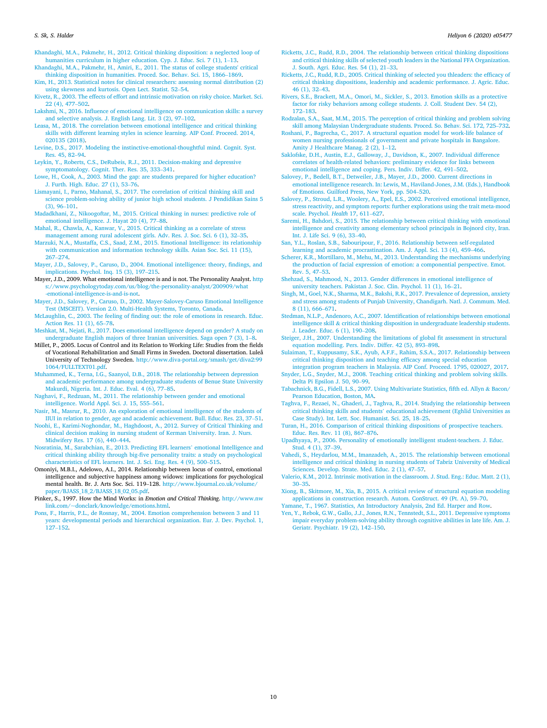Khandaghi, M.A., Pakmehr, H., 2012. Critical thinking disposition: a neglected loop of humanities curriculum in higher education. Cyp. J. Educ. Sci. 7 (1), 1–13.

Khandaghi, M.A., Pakmehr, H., Amiri, E., 2011. The status of college students' critical thinking disposition in humanities. Proced. Soc. Behav. Sci. 15, 1866–1869.

Kim, H., 2013. Statistical notes for clinical researchers: assessing normal distribution (2) using skewness and kurtosis. Open Lect. Statist. 52–54.

Kivetz, R., 2003. The effects of effort and intrinsic motivation on risky choice. Market. Sci. 22 (4), 477–502.

Lakshmi, N., 2016. Influence of emotional intelligence on communication skills: a survey and selective analysis. J. English Lang. Lit. 3 (2), 97–102.

Leasa, M., 2018. The correlation between emotional intelligence and critical thinking skills with different learning styles in science learning. AIP Conf. Proceed. 2014, 020135 (2018).

Levine, D.S., 2017. Modeling the instinctive-emotional-thoughtful mind. Cognit. Syst. Res. 45, 82–94.

Leykin, Y., Roberts, C.S., DeRubeis, R.J., 2011. Decision-making and depressive symptomatology. Cognit. Ther. Res. 35, 333–341.

Lowe, H., Cook, A., 2003. Mind the gap: are students prepared for higher education? J. Furth. High. Educ. 27 (1), 53–76.

Lismayani, I., Parno, Mahanal, S., 2017. The correlation of critical thinking skill and science problem-solving ability of junior high school students. J Pendidikan Sains 5 (3), 96–101.

Madadkhani, Z., Nikoogoftar, M., 2015. Critical thinking in nurses: predictive role of emotional intelligence. J. Hayat 20 (4), 77–88.

Mahal, R., Chawla, A., Kanwar, V., 2015. Critical thinking as a correlate of stress management among rural adolescent girls. Adv. Res. J. Soc. Sci. 6 (1), 32–35.

Marzuki, N.A., Mustaffa, C.S., Saad, Z.M., 2015. Emotional Intelligence: its relationship with communication and information technology skills. Asian Soc. Sci. 11 (15), 267–274.

Mayer, J.D., Salovey, P., Caruso, D., 2004. Emotional intelligence: theory, findings, and implications. Psychol. Inq. 15 (3), 197–215.

Mayer, J.D., 2009. What emotional intelligence is and is not. The Personality Analyst. https://www.psychologytoday.com/us/blog/the-personality-analyst/200909/what-emotional-intelligence-is-and-is-not.

Mayer, J.D., Salovey, P., Caruso, D., 2002. Mayer-Salovey-Caruso Emotional Intelligence Test (MSCEIT). Version 2.0. Multi-Health Systems, Toronto, Canada.

McLaughlin, C., 2003. The feeling of finding out: the role of emotions in research. Educ. Action Res. 11 (1), 65–78.

Meshkat, M., Nejati, R., 2017. Does emotional intelligence depend on gender? A study on undergraduate English majors of three Iranian universities. Saga open 7 (3), 1–8.

Millet, P., 2005. Locus of Control and its Relation to Working Life: Studies from the fields of Vocational Rehabilitation and Small Firms in Sweden. Doctoral dissertation. Luleå University of Technology Sweden. http://www.diva-portal.org/smash/get/diva2:991064/FULLTEXT01.pdf.

Muhammed, K., Terna, I.G., Saanyol, D.B., 2018. The relationship between depression and academic performance among undergraduate students of Benue State University Makurdi, Nigeria. Int. J. Educ. Eval. 4 (6), 77–85.

Naghavi, F., Redzuan, M., 2011. The relationship between gender and emotional intelligence. World Appl. Sci. J. 15, 555–561.

Nasir, M., Masrur, R., 2010. An exploration of emotional intelligence of the students of IIUI in relation to gender, age and academic achievement. Bull. Educ. Res. 23, 37–51.

Noohi, E., Karimi-Noghondar, M., Haghdoost, A., 2012. Survey of Critical Thinking and clinical decision making in nursing student of Kerman University. Iran. J. Nurs. Midwifery Res. 17 (6), 440–444.

Nosratinia, M., Sarabchian, E., 2013. Predicting EFL learners' emotional Intelligence and critical thinking ability through big-five personality traits: a study on psychological characteristics of EFL learners. Int. J. Sci. Eng. Res. 4 (9), 500–515.

Omoniyi, M.B.I., Adelowo, A.I., 2014. Relationship between locus of control, emotional intelligence and subjective happiness among widows: implications for psychological mental health. Br. J. Arts Soc. Sci. 119–128. http://www.bjournal.co.uk/volume/paper/BJASS_18_2/BJASS_18_02_05.pdf.

Pinker, S., 1997. How the Mind Works: in *Emotion and Critical Thinking*. http://www.nwlink.com/~donclark/knowledge/emotions.html.

Pons, F., Harris, P.L., de Rosnay, M., 2004. Emotion comprehension between 3 and 11 years: developmental periods and hierarchical organization. Eur. J. Dev. Psychol. 1, 127–152.

Ricketts, J.C., Rudd, R.D., 2004. The relationship between critical thinking dispositions and critical thinking skills of selected youth leaders in the National FFA Organization. J. South. Agri. Educ. Res. 54 (1), 21–33.

Ricketts, J.C., Rudd, R.D., 2005. Critical thinking of selected you thleaders: the efficacy of critical thinking dispositions, leadership and academic performance. J. Agric. Educ. 46 (1), 32–43.

Rivers, S.E., Brackett, M.A., Omori, M., Sickler, S., 2013. Emotion skills as a protective factor for risky behaviors among college students. J. Coll. Student Dev. 54 (2), 172–183.

Rodzalan, S.A., Saat, M.M., 2015. The perception of critical thinking and problem solving skill among Malaysian Undergraduate students. Proced. So. Behav. Sci. 172, 725–732.

Roshani, P., Bagrecha, C., 2017. A structural equation model for work-life balance of women nursing professionals of government and private hospitals in Bangalore. Amity J Healthcare Manag. 2 (2), 1–12.

Saklofske, D.H., Austin, E.J., Galloway, J., Davidson, K., 2007. Individual difference correlates of health-related behaviors: preliminary evidence for links between emotional intelligence and coping. Pers. Indiv. Differ. 42, 491–502.

Salovey, P., Bedell, B.T., Detweiler, J.B., Mayer, J.D., 2000. Current directions in emotional intelligence research. In: Lewis, M., Haviland-Jones, J.M. (Eds.), Handbook of Emotions. Guilford Press, New York, pp. 504–520.

Salovey, P., Stroud, L.R., Woolery, A., Epel, E.S., 2002. Perceived emotional intelligence, stress reactivity, and symptom reports: further explorations using the trait meta-mood scale. Psychol. *Health* 17, 611–627.

Saremi, H., Bahdori, S., 2015. The relationship between critical thinking with emotional intelligence and creativity among elementary school principals in Bojnord city, Iran. Int. J. Life Sci. 9 (6), 33–40.

San, Y.L., Roslan, S.B., Sabouripour, F., 2016. Relationship between self-regulated learning and academic procrastination. Am. J. Appl. Sci. 13 (4), 459–466.

Scherer, K.R., Mortillaro, M., Mehu, M., 2013. Understanding the mechanisms underlying the production of facial expression of emotion: a componential perspective. Emot. Rev. 5, 47–53.

Shehzad, S., Mahmood, N., 2013. Gender differences in emotional intelligence of university teachers. Pakistan J. Soc. Clin. Psychol. 11 (1), 16–21.

Singh, M., Goel, N.K., Sharma, M.K., Bakshi, R.K., 2017. Prevalence of depression, anxiety and stress among students of Punjab University, Chandigarh. Natl. J. Commum. Med. 8 (11), 666–671.

Stedman, N.L.P., Andenoro, A.C., 2007. Identification of relationships between emotional intelligence skill & critical thinking disposition in undergraduate leadership students. J. Leader. Educ. 6 (1), 190–208.

Steiger, J.H., 2007. Understanding the limitations of global fit assessment in structural equation modelling. Pers. Indiv. Differ. 42 (5), 893–898.

Sulaiman, T., Kuppusamy, S.K., Ayub, A.F.F., Rahim, S.S.A., 2017. Relationship between critical thinking disposition and teaching efficacy among special education integration program teachers in Malaysia. AIP Conf. Proceed. 1795, 020027, 2017.

Snyder, L.G., Snyder, M.J., 2008. Teaching critical thinking and problem solving skills. Delta Pi Epsilon J. 50, 90–99.

Tabachnick, B.G., Fidell, L.S., 2007. Using Multivariate Statistics, fifth ed. Allyn & Bacon/Pearson Education, Boston, MA.

Taghva, F., Rezaei, N., Ghaderi, J., Taghva, R., 2014. Studying the relationship between critical thinking skills and students' educational achievement (Eghlid Universities as Case Study). Int. Lett. Soc. Humanist. Sci. 25, 18–25.

Turan, H., 2016. Comparison of critical thinking dispositions of prospective teachers. Educ. Res. Rev. 11 (8), 867–876.

Upadhyaya, P., 2006. Personality of emotionally intelligent student-teachers. J. Educ. Stud. 4 (1), 37–39.

Vahedi, S., Heydarlou, M.M., Imanzadeh, A., 2015. The relationship between emotional intelligence and critical thinking in nursing students of Tabriz University of Medical Sciences. Develop. Strate. Med. Educ. 2 (1), 47–57.

Valerio, K.M., 2012. Intrinsic motivation in the classroom. J. Stud. Eng.: Educ. Matt. 2 (1), 30–35.

Xiong, B., Skitmore, M., Xia, B., 2015. A critical review of structural equation modeling applications in construction research. Autom. ConStruct. 49 (Pt. A), 59–70.

Yamane, T., 1967. Statistics, An Introductory Analysis, 2nd Ed. Harper and Row.

Yen, Y., Rebok, G.W., Gallo, J.J., Jones, R.N., Tennstedt, S.L., 2011. Depressive symptoms impair everyday problem-solving ability through cognitive abilities in late life. Am. J. Geriatr. Psychiatr. 19 (2), 142–150.